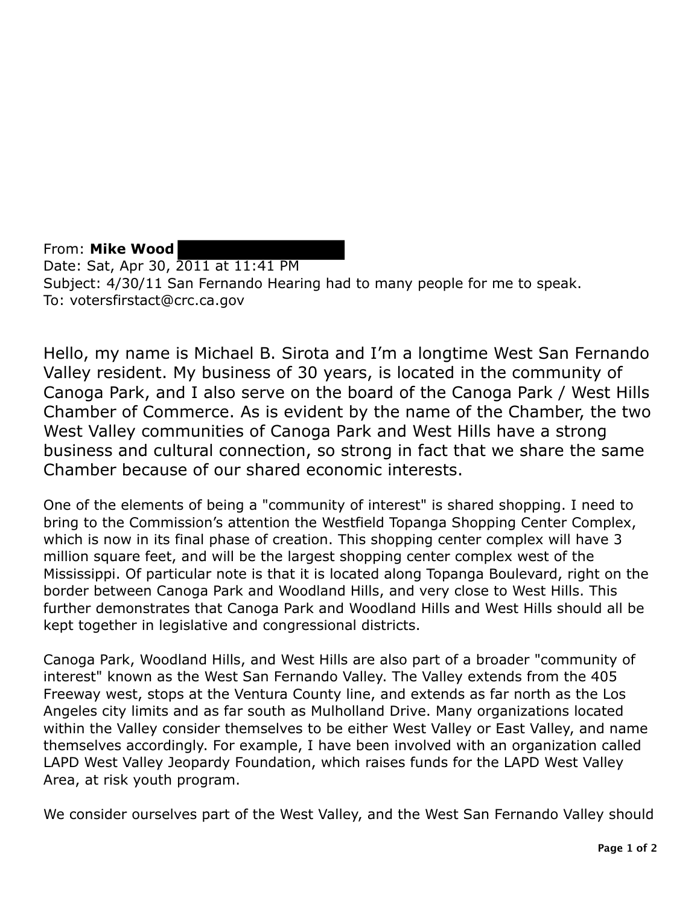From: **Mike Wood**
Date: Sat, Apr 30, 2011 at 11:41 PM
Subject: 4/30/11 San Fernando Hearing had to many people for me to speak.
To: votersfirstact@crc.ca.gov

Hello, my name is Michael B. Sirota and I'm a longtime West San Fernando Valley resident. My business of 30 years, is located in the community of Canoga Park, and I also serve on the board of the Canoga Park / West Hills Chamber of Commerce. As is evident by the name of the Chamber, the two West Valley communities of Canoga Park and West Hills have a strong business and cultural connection, so strong in fact that we share the same Chamber because of our shared economic interests.

One of the elements of being a "community of interest" is shared shopping. I need to bring to the Commission's attention the Westfield Topanga Shopping Center Complex, which is now in its final phase of creation. This shopping center complex will have 3 million square feet, and will be the largest shopping center complex west of the Mississippi. Of particular note is that it is located along Topanga Boulevard, right on the border between Canoga Park and Woodland Hills, and very close to West Hills. This further demonstrates that Canoga Park and Woodland Hills and West Hills should all be kept together in legislative and congressional districts.

Canoga Park, Woodland Hills, and West Hills are also part of a broader "community of interest" known as the West San Fernando Valley. The Valley extends from the 405 Freeway west, stops at the Ventura County line, and extends as far north as the Los Angeles city limits and as far south as Mulholland Drive. Many organizations located within the Valley consider themselves to be either West Valley or East Valley, and name themselves accordingly. For example, I have been involved with an organization called LAPD West Valley Jeopardy Foundation, which raises funds for the LAPD West Valley Area, at risk youth program.

We consider ourselves part of the West Valley, and the West San Fernando Valley should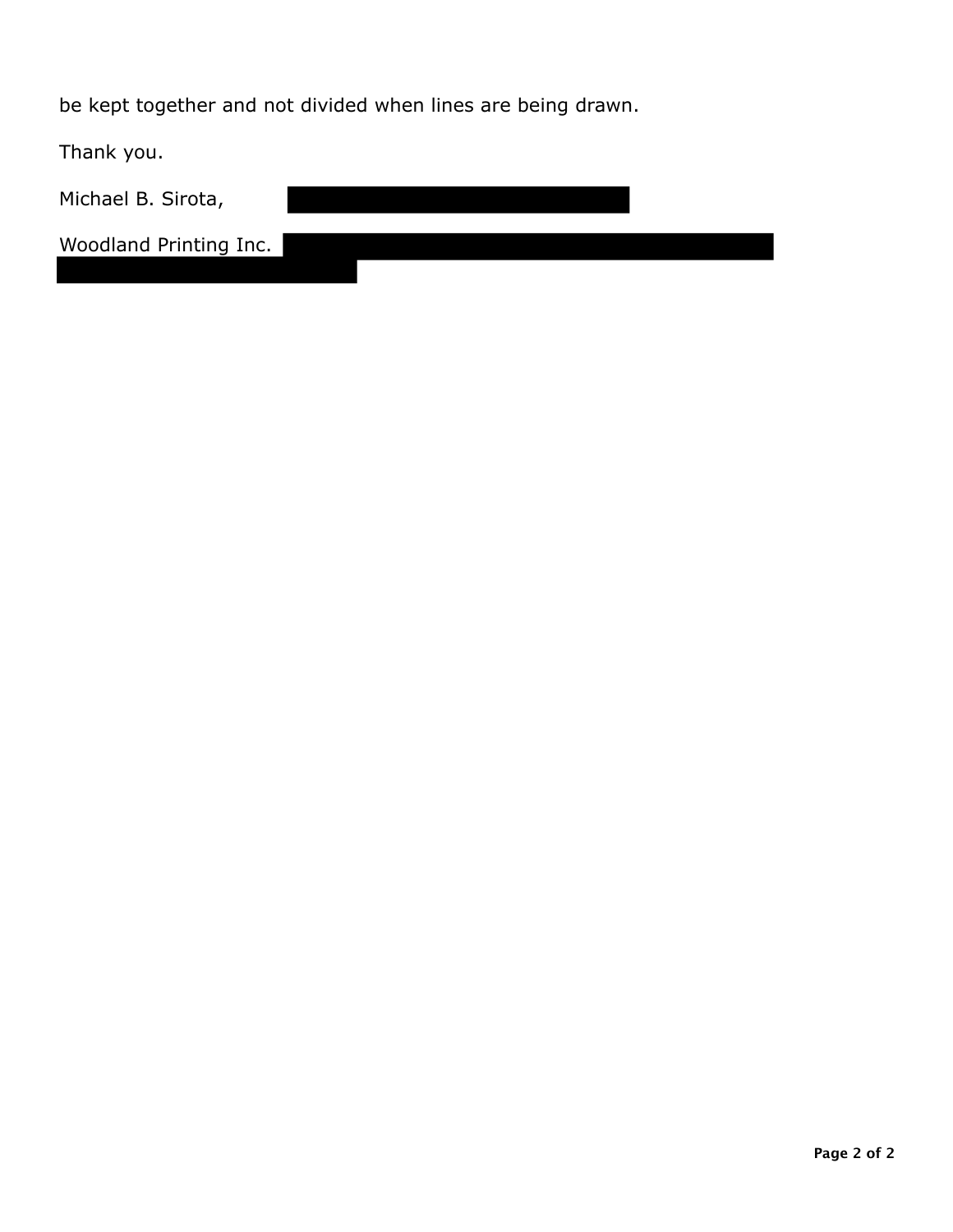be kept together and not divided when lines are being drawn.

Thank you.

Michael B. Sirota,

Woodland Printing Inc.